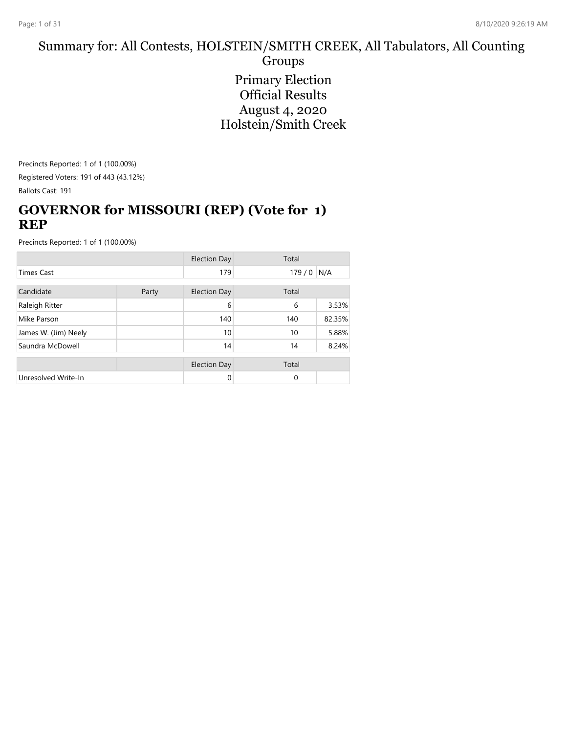Summary for: All Contests, HOLSTEIN/SMITH CREEK, All Tabulators, All Counting Groups

# Primary Election Official Results August 4, 2020 Holstein/Smith Creek

Precincts Reported: 1 of 1 (100.00%)

Registered Voters: 191 of 443 (43.12%)

Ballots Cast: 191

## GOVERNOR for MISSOURI (REP) (Vote for 1) REP

Precincts Reported: 1 of 1 (100.00%)

| | | Election Day | Total | |
|---|---|---|---|---|
| Times Cast | | 179 | 179 / 0 | N/A |

| Candidate | Party | Election Day | Total | |
|---|---|---|---|---|
| Raleigh Ritter | | 6 | 6 | 3.53% |
| Mike Parson | | 140 | 140 | 82.35% |
| James W. (Jim) Neely | | 10 | 10 | 5.88% |
| Saundra McDowell | | 14 | 14 | 8.24% |

| | | Election Day | Total | |
|---|---|---|---|---|
| Unresolved Write-In | | 0 | 0 | |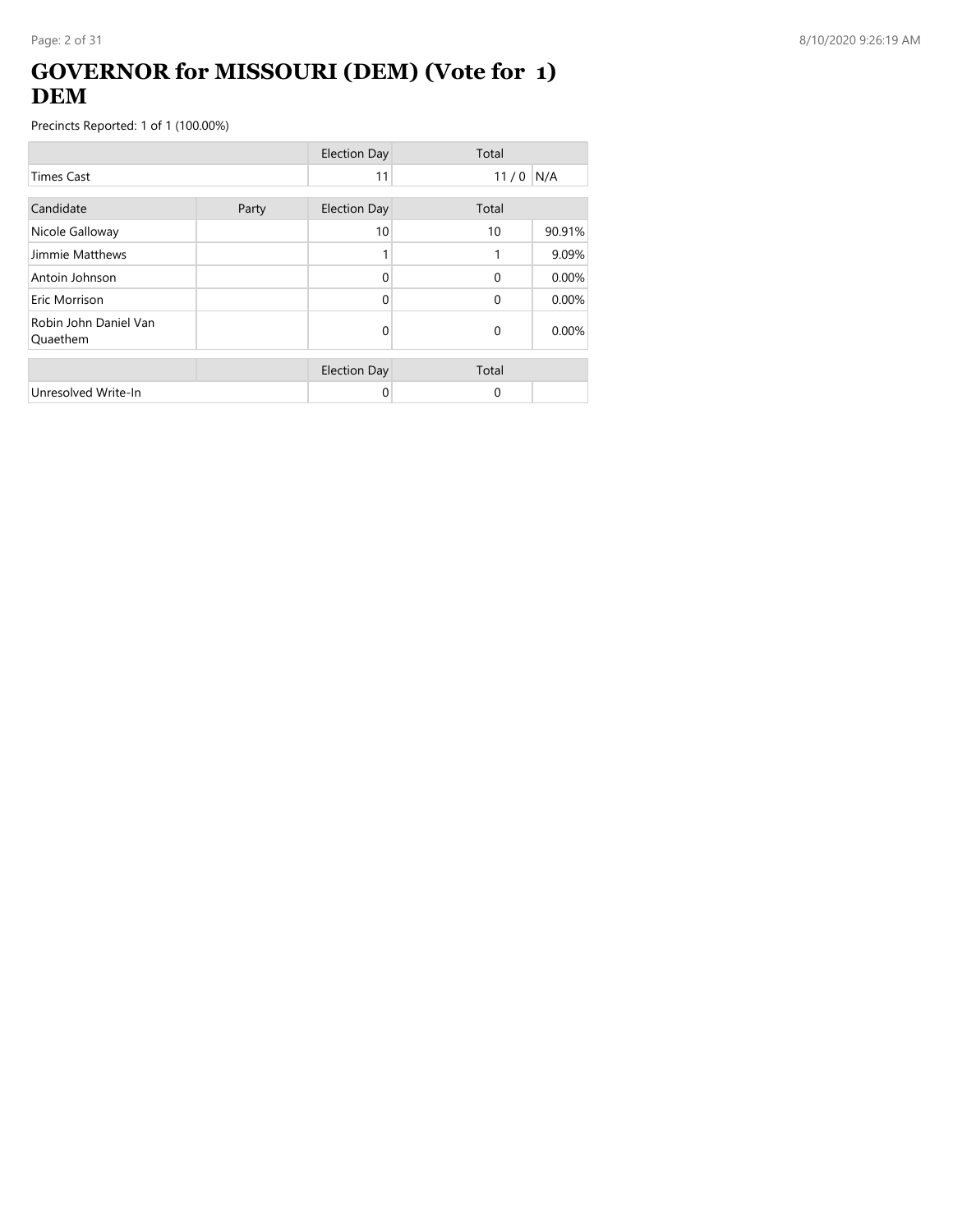# GOVERNOR for MISSOURI (DEM) (Vote for 1) DEM

Precincts Reported: 1 of 1 (100.00%)

| | Election Day | Total | |
|---|---|---|---|
| Times Cast | 11 | 11 / 0 | N/A |

| Candidate | Party | Election Day | Total | |
|---|---|---|---|---|
| Nicole Galloway | | 10 | 10 | 90.91% |
| Jimmie Matthews | | 1 | 1 | 9.09% |
| Antoin Johnson | | 0 | 0 | 0.00% |
| Eric Morrison | | 0 | 0 | 0.00% |
| Robin John Daniel Van Quaethem | | 0 | 0 | 0.00% |

| | | Election Day | Total | |
|---|---|---|---|---|
| Unresolved Write-In | | 0 | 0 | |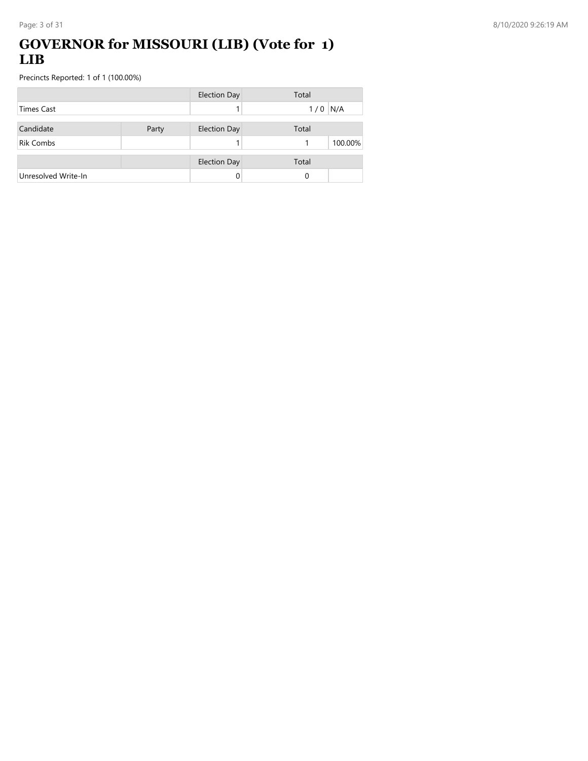# GOVERNOR for MISSOURI (LIB) (Vote for 1) LIB

Precincts Reported: 1 of 1 (100.00%)

| | | Election Day | Total | |
|---|---|---|---|---|
| Times Cast | | 1 | 1 / 0 | N/A |

| Candidate | Party | Election Day | Total | |
|---|---|---|---|---|
| Rik Combs | | 1 | 1 | 100.00% |

| | | Election Day | Total | |
|---|---|---|---|---|
| Unresolved Write-In | | 0 | 0 | |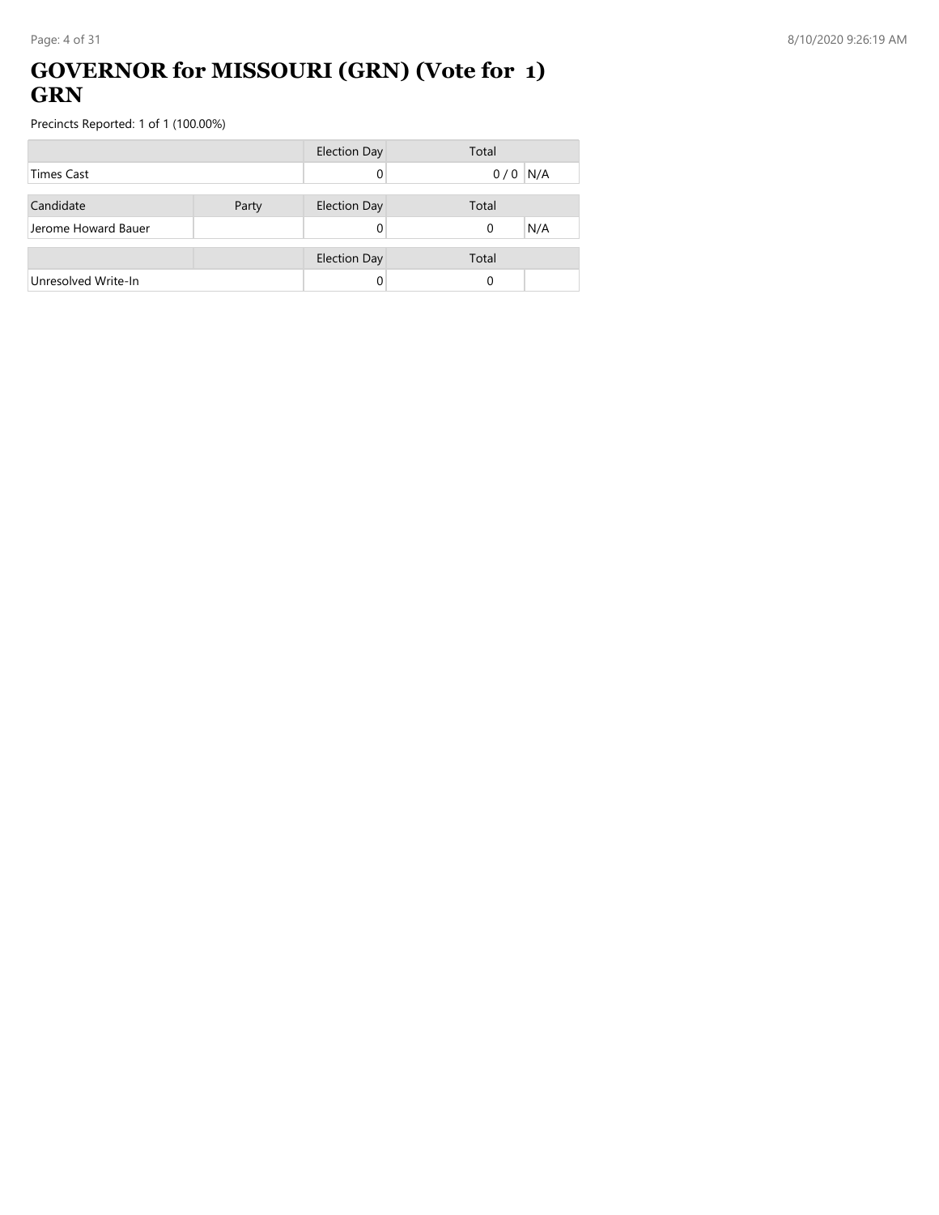# GOVERNOR for MISSOURI (GRN) (Vote for 1) GRN

Precincts Reported: 1 of 1 (100.00%)

| | Election Day | Total | |
|---|---|---|---|
| Times Cast | 0 | 0 / 0 | N/A |

| Candidate | Party | Election Day | Total | |
|---|---|---|---|---|
| Jerome Howard Bauer | | 0 | 0 | N/A |

| | | Election Day | Total | |
|---|---|---|---|---|
| Unresolved Write-In | | 0 | 0 | |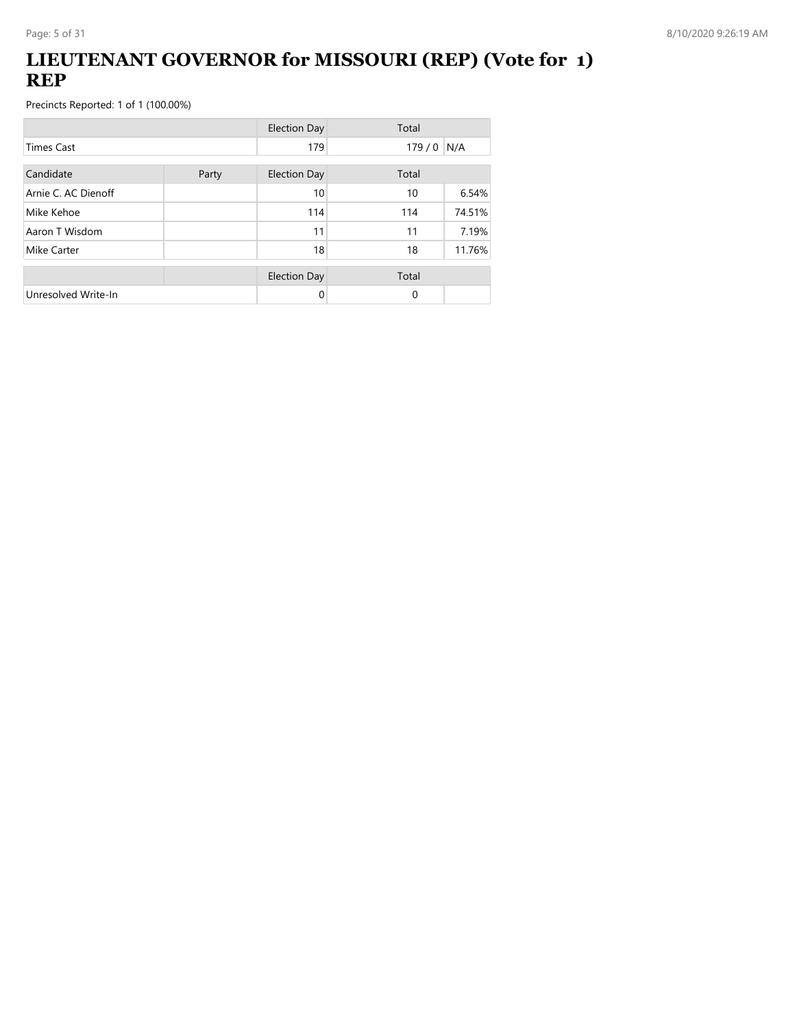# LIEUTENANT GOVERNOR for MISSOURI (REP) (Vote for 1) REP

Precincts Reported: 1 of 1 (100.00%)

| | | Election Day | Total | |
|---|---|---|---|---|
| Times Cast | | 179 | 179 / 0 | N/A |

| Candidate | Party | Election Day | Total | |
|---|---|---|---|---|
| Arnie C. AC Dienoff | | 10 | 10 | 6.54% |
| Mike Kehoe | | 114 | 114 | 74.51% |
| Aaron T Wisdom | | 11 | 11 | 7.19% |
| Mike Carter | | 18 | 18 | 11.76% |

| | | Election Day | Total | |
|---|---|---|---|---|
| Unresolved Write-In | | 0 | 0 | |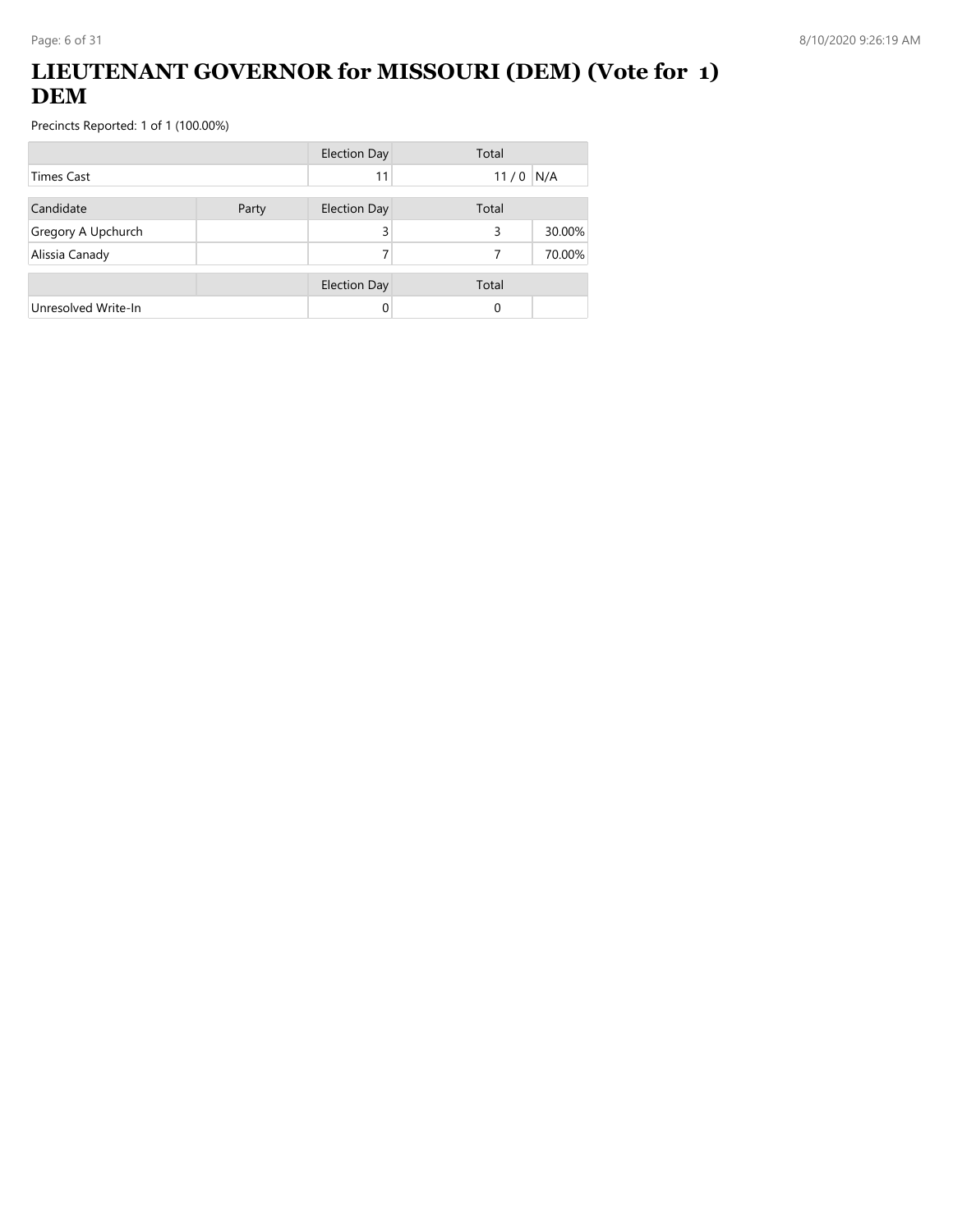# LIEUTENANT GOVERNOR for MISSOURI (DEM) (Vote for 1) DEM

Precincts Reported: 1 of 1 (100.00%)

| | | Election Day | Total | |
|---|---|---|---|---|
| Times Cast | | 11 | 11 / 0 | N/A |

| Candidate | Party | Election Day | Total | |
|---|---|---|---|---|
| Gregory A Upchurch | | 3 | 3 | 30.00% |
| Alissia Canady | | 7 | 7 | 70.00% |

| | | Election Day | Total | |
|---|---|---|---|---|
| Unresolved Write-In | | 0 | 0 | |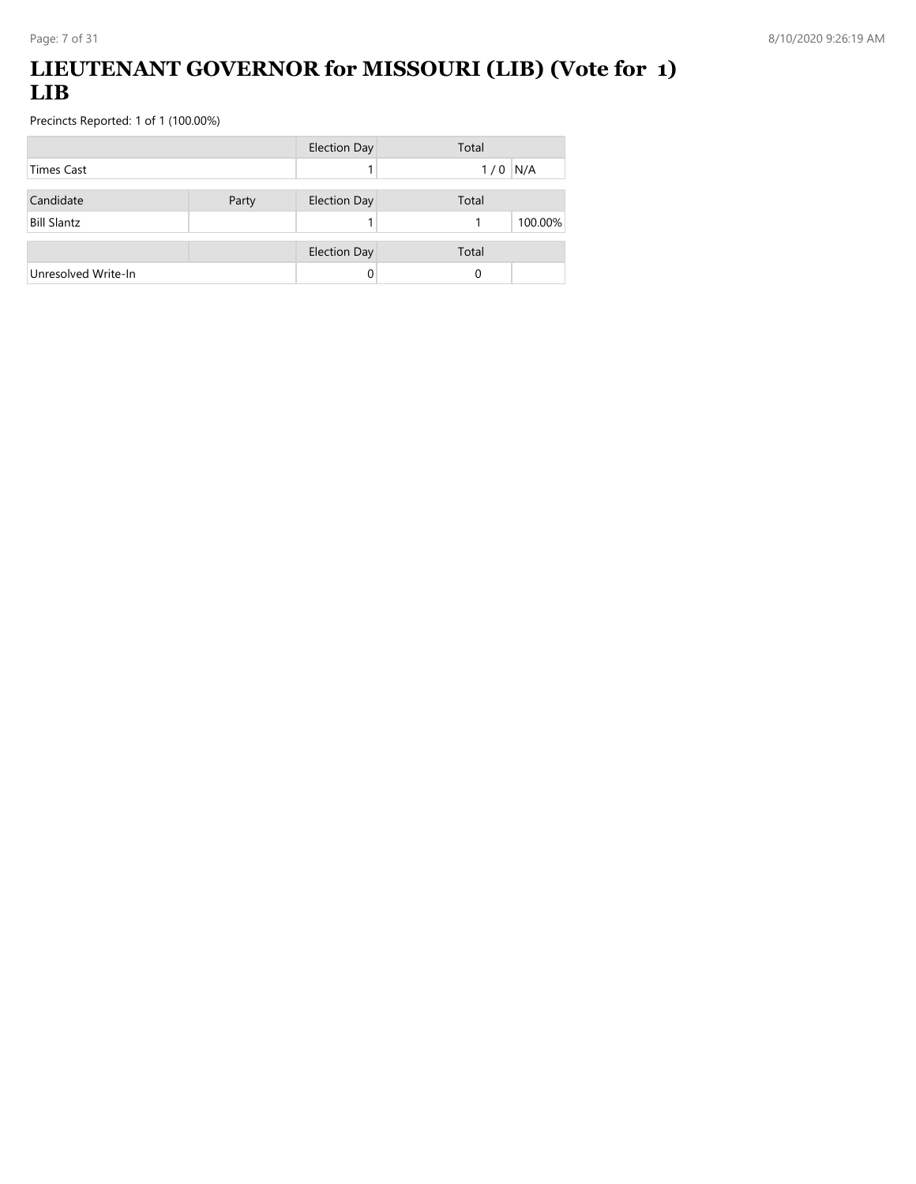# LIEUTENANT GOVERNOR for MISSOURI (LIB) (Vote for 1) LIB

Precincts Reported: 1 of 1 (100.00%)

| | | Election Day | Total | |
|---|---|---|---|---|
| Times Cast | | 1 | 1 / 0 | N/A |

| Candidate | Party | Election Day | Total | |
|---|---|---|---|---|
| Bill Slantz | | 1 | 1 | 100.00% |

| | | Election Day | Total | |
|---|---|---|---|---|
| Unresolved Write-In | | 0 | 0 | |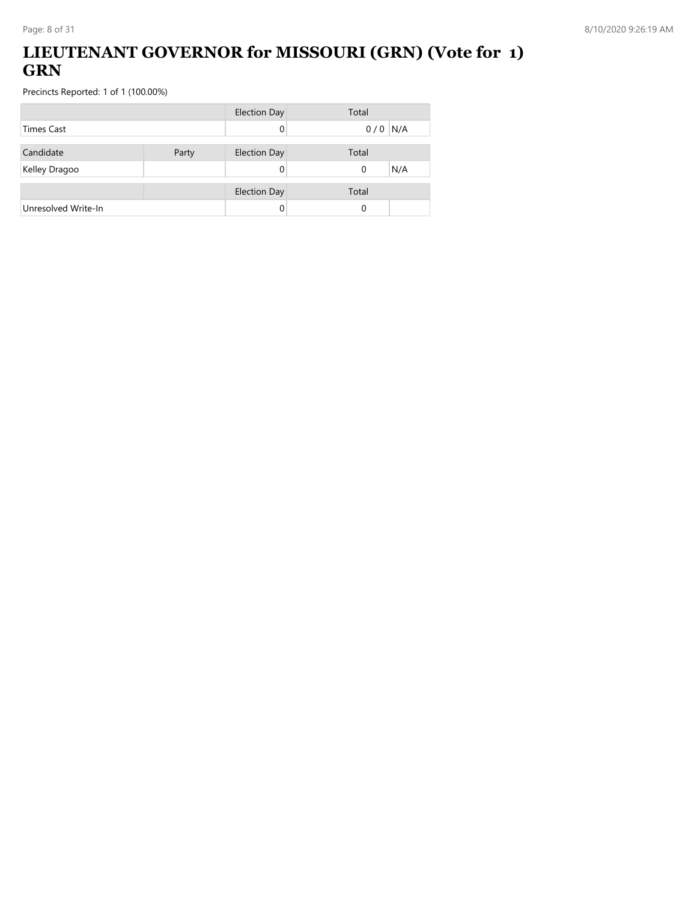# LIEUTENANT GOVERNOR for MISSOURI (GRN) (Vote for 1) GRN

Precincts Reported: 1 of 1 (100.00%)

| | | Election Day | Total | |
|---|---|---|---|---|
| Times Cast | | 0 | 0 / 0 | N/A |

| Candidate | Party | Election Day | Total | |
|---|---|---|---|---|
| Kelley Dragoo | | 0 | 0 | N/A |

| | | Election Day | Total | |
|---|---|---|---|---|
| Unresolved Write-In | | 0 | 0 | |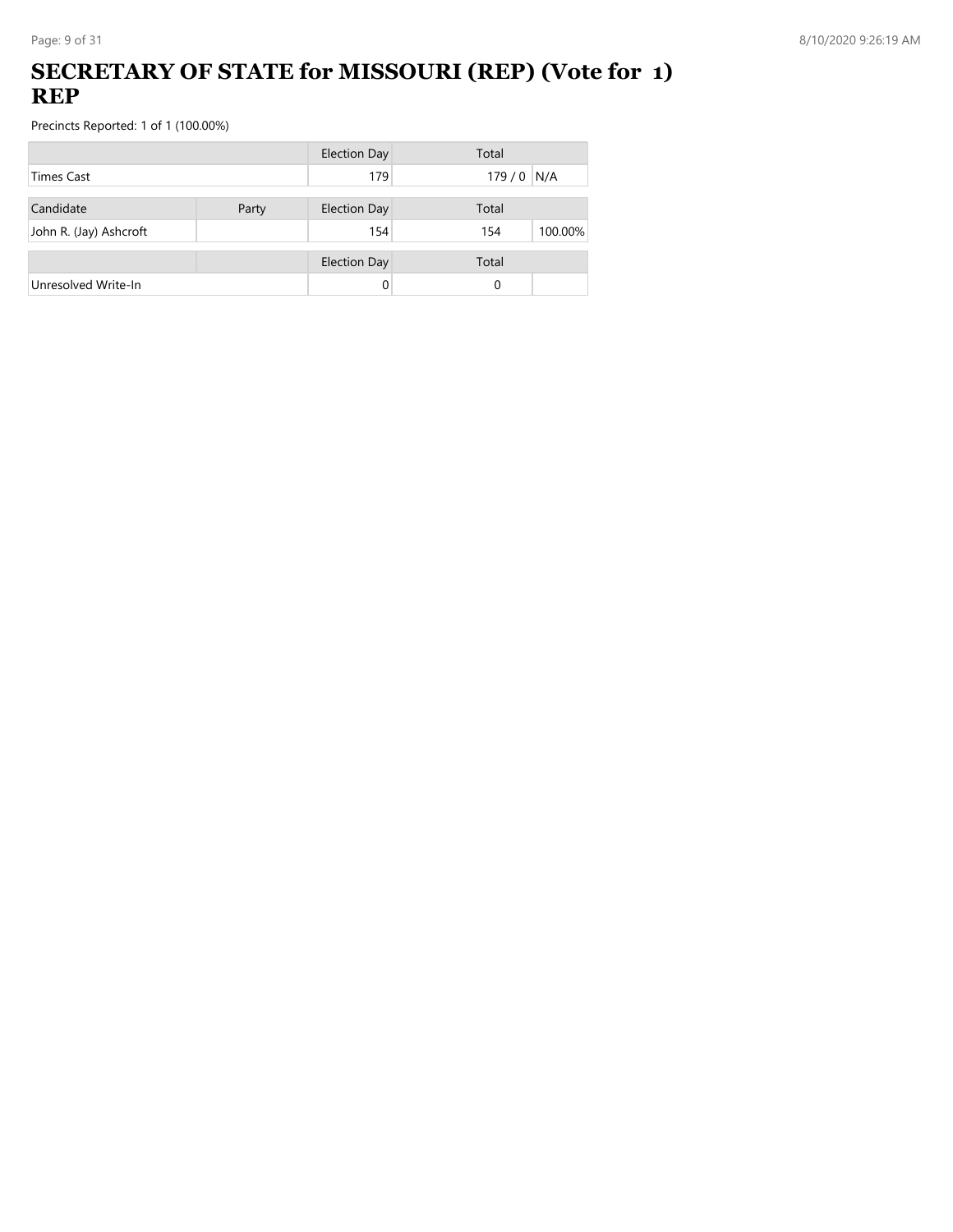# SECRETARY OF STATE for MISSOURI (REP) (Vote for 1) REP

Precincts Reported: 1 of 1 (100.00%)

| | | Election Day | Total | |
|---|---|---|---|---|
| Times Cast | | 179 | 179 / 0 | N/A |

| Candidate | Party | Election Day | Total | |
|---|---|---|---|---|
| John R. (Jay) Ashcroft | | 154 | 154 | 100.00% |

| | | Election Day | Total | |
|---|---|---|---|---|
| Unresolved Write-In | | 0 | 0 | |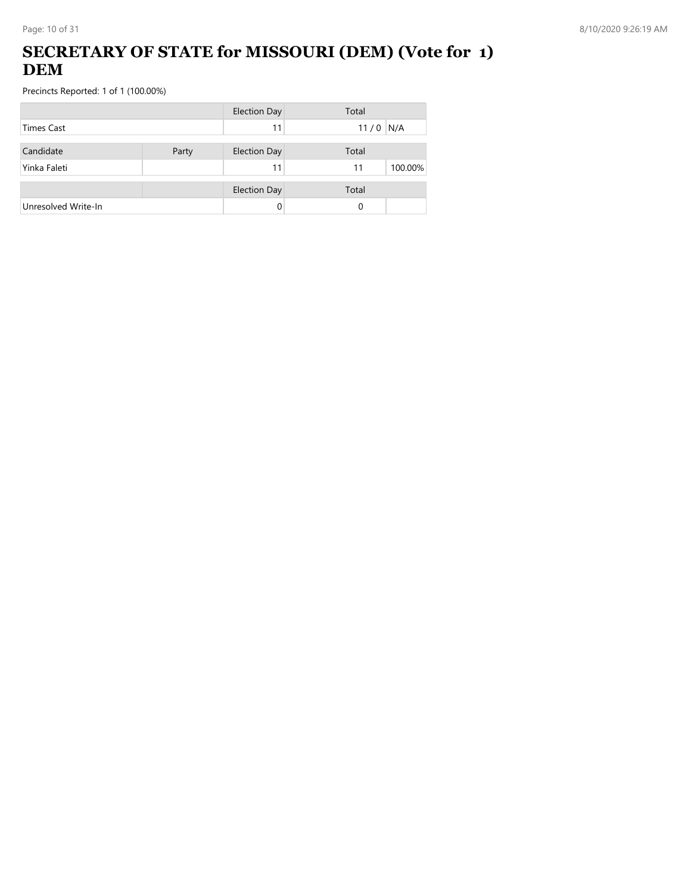# SECRETARY OF STATE for MISSOURI (DEM) (Vote for 1) DEM

Precincts Reported: 1 of 1 (100.00%)

| | | Election Day | Total | |
|---|---|---|---|---|
| Times Cast | | 11 | 11 / 0 | N/A |

| Candidate | Party | Election Day | Total | |
|---|---|---|---|---|
| Yinka Faleti | | 11 | 11 | 100.00% |

| | | Election Day | Total | |
|---|---|---|---|---|
| Unresolved Write-In | | 0 | 0 | |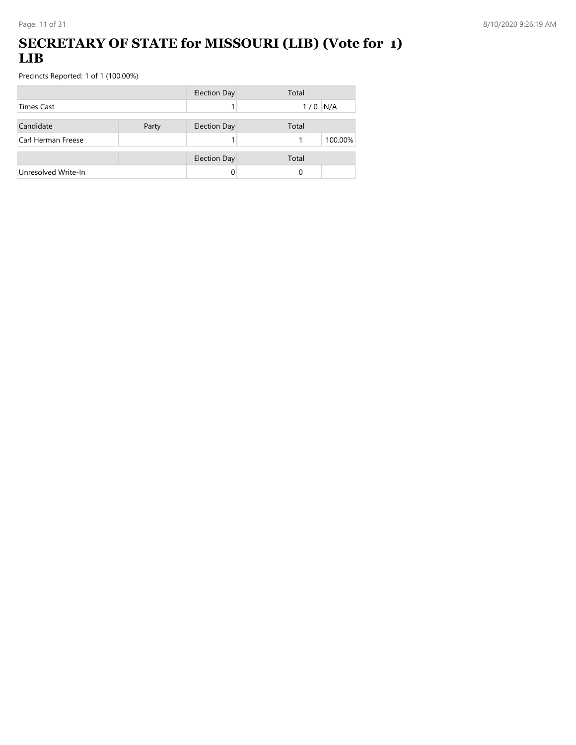# SECRETARY OF STATE for MISSOURI (LIB) (Vote for 1) LIB

Precincts Reported: 1 of 1 (100.00%)

| | | Election Day | Total | |
|---|---|---|---|---|
| Times Cast | | 1 | 1 / 0 | N/A |

| Candidate | Party | Election Day | Total | |
|---|---|---|---|---|
| Carl Herman Freese | | 1 | 1 | 100.00% |

| | | Election Day | Total | |
|---|---|---|---|---|
| Unresolved Write-In | | 0 | 0 | |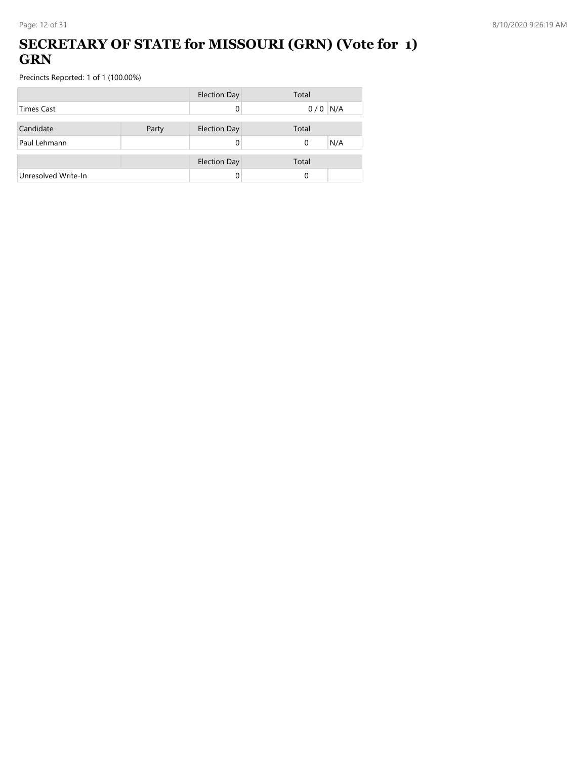# SECRETARY OF STATE for MISSOURI (GRN) (Vote for 1) GRN

Precincts Reported: 1 of 1 (100.00%)

| | | Election Day | Total | |
|---|---|---|---|---|
| Times Cast | | 0 | 0 / 0 | N/A |

| Candidate | Party | Election Day | Total | |
|---|---|---|---|---|
| Paul Lehmann | | 0 | 0 | N/A |

| | | Election Day | Total | |
|---|---|---|---|---|
| Unresolved Write-In | | 0 | 0 | |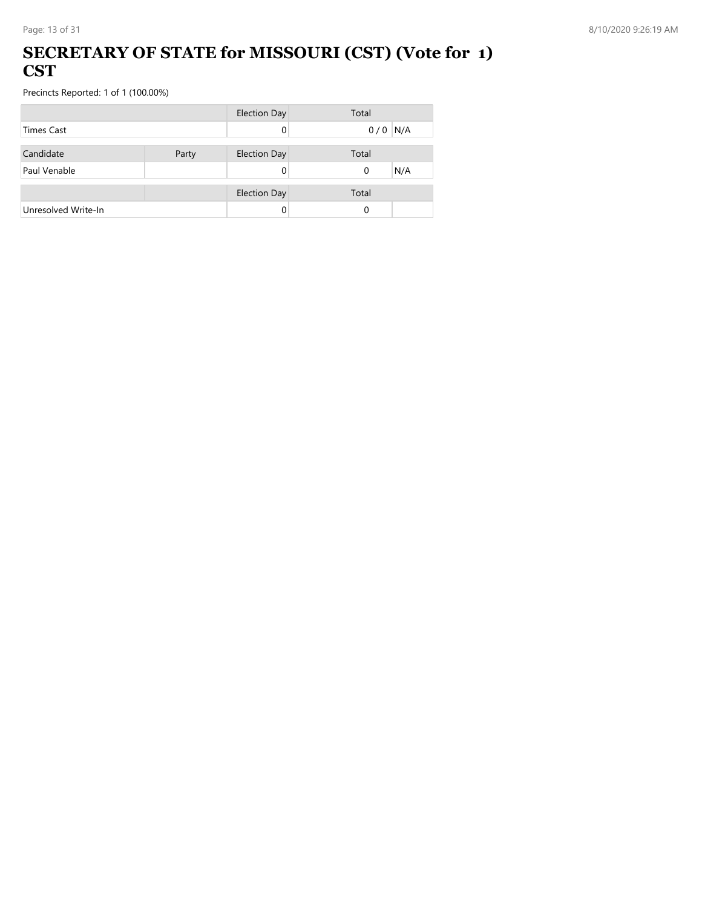# SECRETARY OF STATE for MISSOURI (CST) (Vote for 1) CST

Precincts Reported: 1 of 1 (100.00%)

| | | Election Day | Total | |
|---|---|---|---|---|
| Times Cast | | 0 | 0 / 0 | N/A |

| Candidate | Party | Election Day | Total | |
|---|---|---|---|---|
| Paul Venable | | 0 | 0 | N/A |

| | | Election Day | Total | |
|---|---|---|---|---|
| Unresolved Write-In | | 0 | 0 | |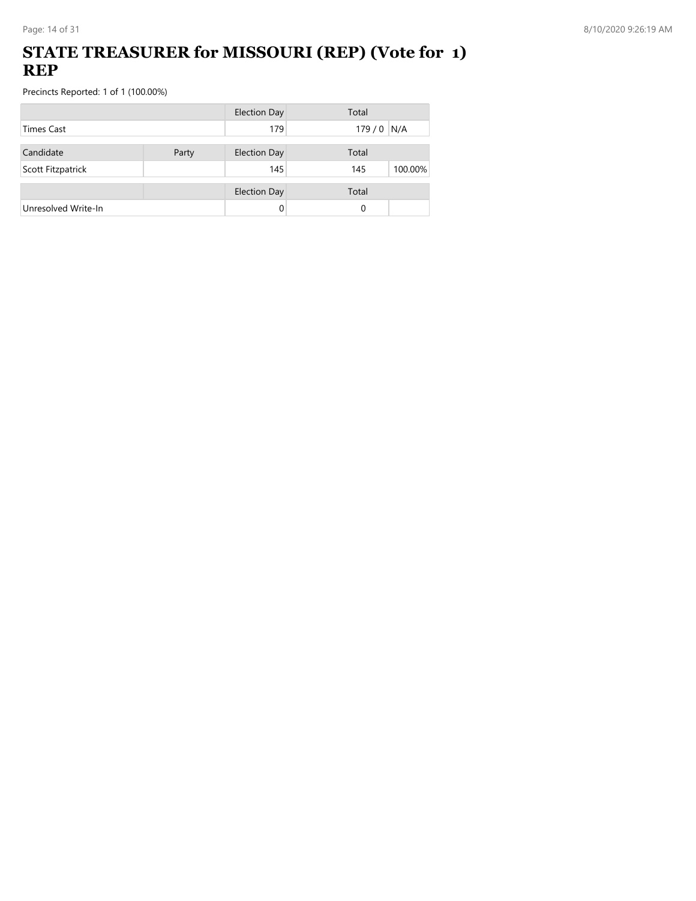# STATE TREASURER for MISSOURI (REP) (Vote for 1) REP

Precincts Reported: 1 of 1 (100.00%)

| | | Election Day | Total | |
|---|---|---|---|---|
| Times Cast | | 179 | 179 / 0 | N/A |

| Candidate | Party | Election Day | Total | |
|---|---|---|---|---|
| Scott Fitzpatrick | | 145 | 145 | 100.00% |

| | | Election Day | Total | |
|---|---|---|---|---|
| Unresolved Write-In | | 0 | 0 | |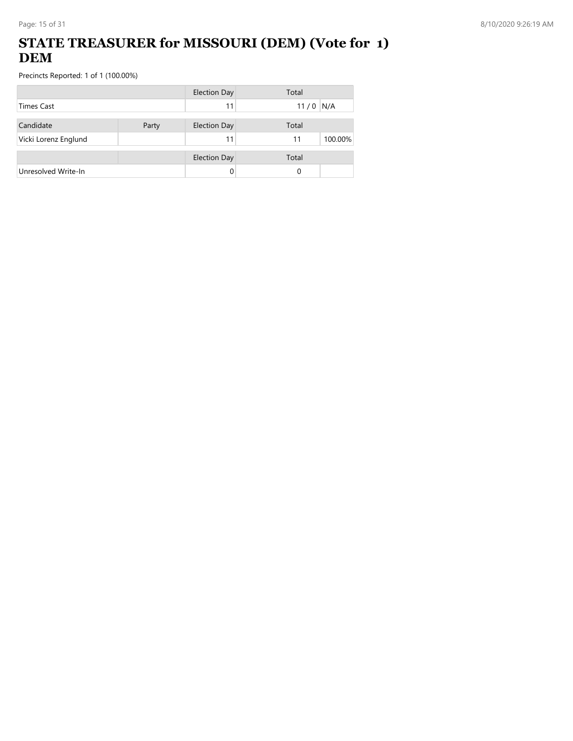# STATE TREASURER for MISSOURI (DEM) (Vote for 1) DEM

Precincts Reported: 1 of 1 (100.00%)

| | | Election Day | Total | |
|---|---|---|---|---|
| Times Cast | | 11 | 11 / 0 | N/A |

| Candidate | Party | Election Day | Total | |
|---|---|---|---|---|
| Vicki Lorenz Englund | | 11 | 11 | 100.00% |

| | | Election Day | Total | |
|---|---|---|---|---|
| Unresolved Write-In | | 0 | 0 | |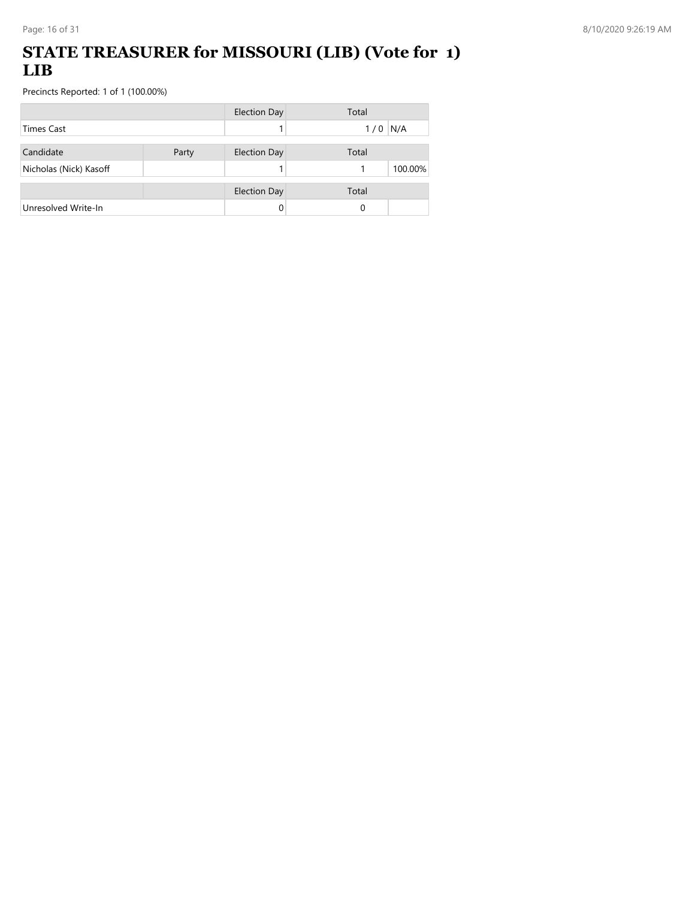# STATE TREASURER for MISSOURI (LIB) (Vote for 1) LIB

Precincts Reported: 1 of 1 (100.00%)

| | | Election Day | Total | |
|---|---|---|---|---|
| Times Cast | | 1 | 1 / 0 | N/A |

| Candidate | Party | Election Day | Total | |
|---|---|---|---|---|
| Nicholas (Nick) Kasoff | | 1 | 1 | 100.00% |

| | | Election Day | Total | |
|---|---|---|---|---|
| Unresolved Write-In | | 0 | 0 | |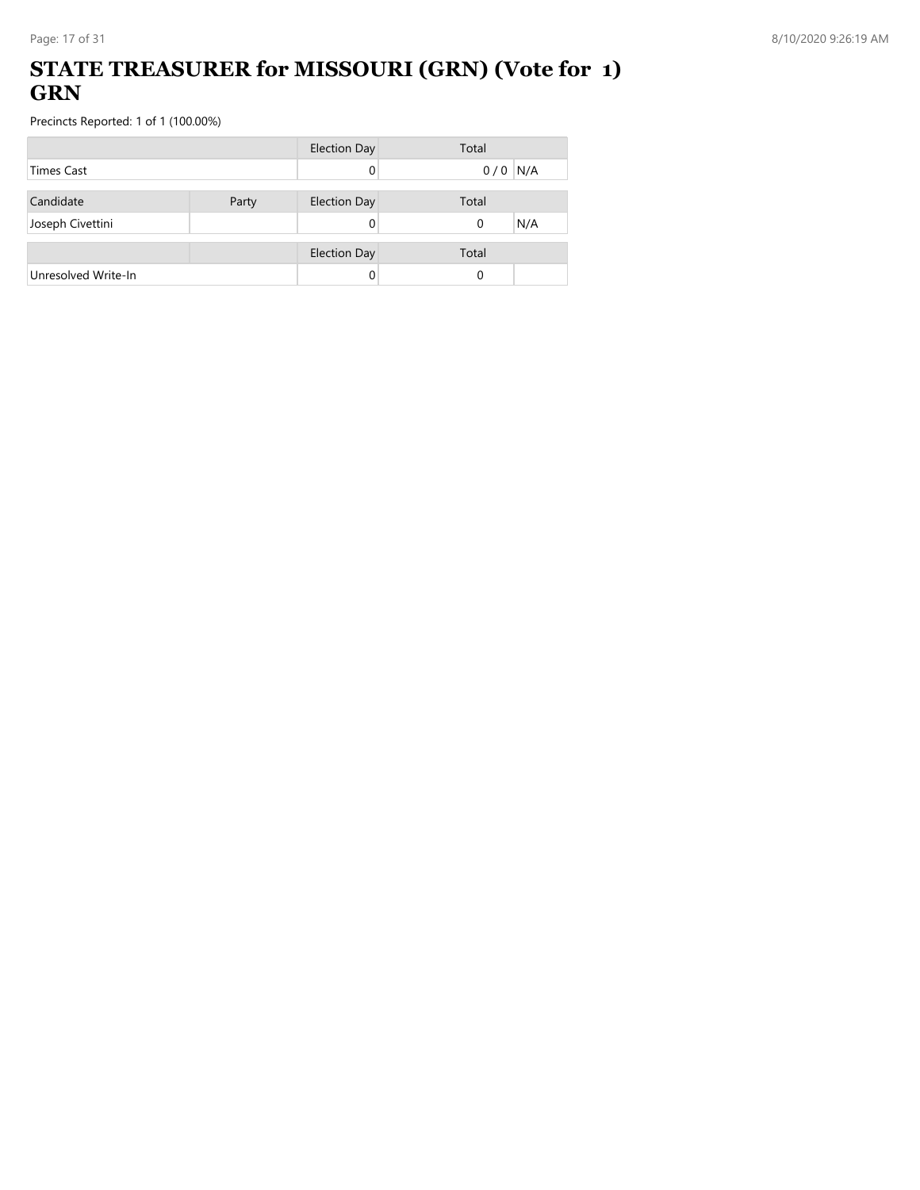# STATE TREASURER for MISSOURI (GRN) (Vote for 1) GRN

Precincts Reported: 1 of 1 (100.00%)

| | Election Day | Total | |
|---|---|---|---|
| Times Cast | 0 | 0 / 0 | N/A |

| Candidate | Party | Election Day | Total | |
|---|---|---|---|---|
| Joseph Civettini | | 0 | 0 | N/A |

| | | Election Day | Total | |
|---|---|---|---|---|
| Unresolved Write-In | | 0 | 0 | |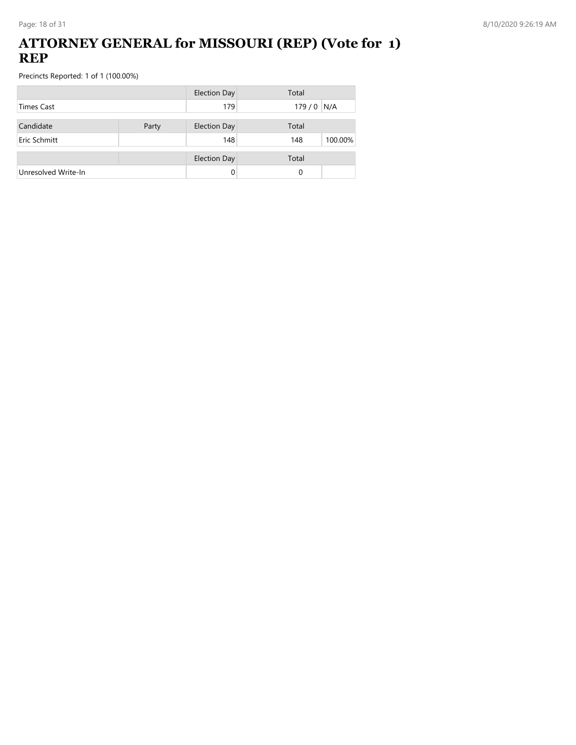# ATTORNEY GENERAL for MISSOURI (REP) (Vote for 1) REP

Precincts Reported: 1 of 1 (100.00%)

| | | Election Day | Total | |
|---|---|---|---|---|
| Times Cast | | 179 | 179 / 0 | N/A |

| Candidate | Party | Election Day | Total | |
|---|---|---|---|---|
| Eric Schmitt | | 148 | 148 | 100.00% |

| | | Election Day | Total | |
|---|---|---|---|---|
| Unresolved Write-In | | 0 | 0 | |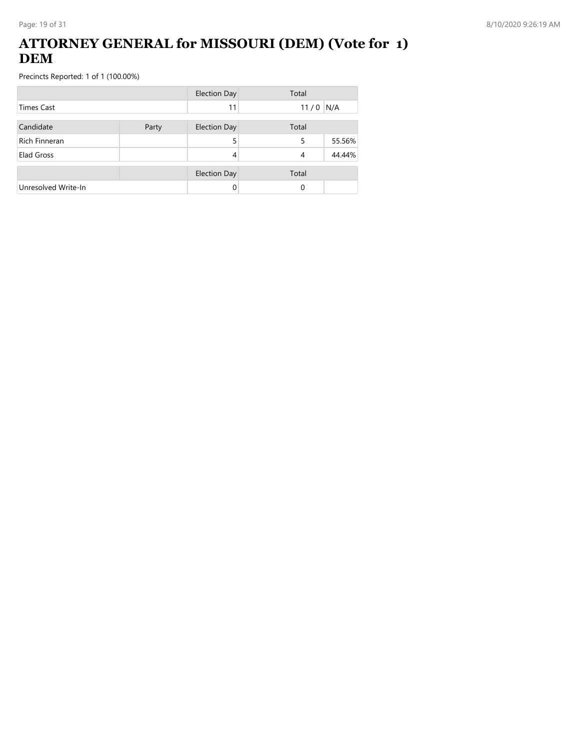# ATTORNEY GENERAL for MISSOURI (DEM) (Vote for 1) DEM

Precincts Reported: 1 of 1 (100.00%)

| | | Election Day | Total | |
|---|---|---|---|---|
| Times Cast | | 11 | 11 / 0 | N/A |

| Candidate | Party | Election Day | Total | |
|---|---|---|---|---|
| Rich Finneran | | 5 | 5 | 55.56% |
| Elad Gross | | 4 | 4 | 44.44% |

| | | Election Day | Total | |
|---|---|---|---|---|
| Unresolved Write-In | | 0 | 0 | |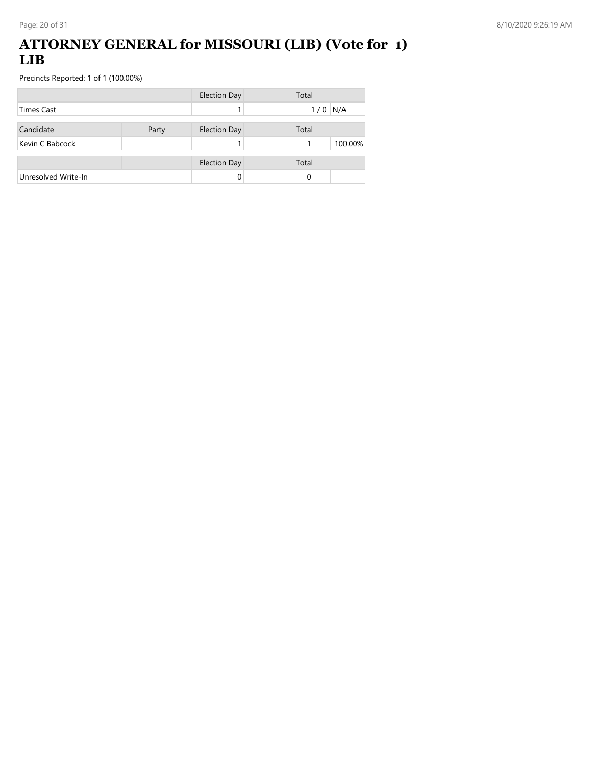# ATTORNEY GENERAL for MISSOURI (LIB) (Vote for 1) LIB

Precincts Reported: 1 of 1 (100.00%)

| | | Election Day | Total | |
|---|---|---|---|---|
| Times Cast | | 1 | 1 / 0 | N/A |

| Candidate | Party | Election Day | Total | |
|---|---|---|---|---|
| Kevin C Babcock | | 1 | 1 | 100.00% |

| | | Election Day | Total | |
|---|---|---|---|---|
| Unresolved Write-In | | 0 | 0 | |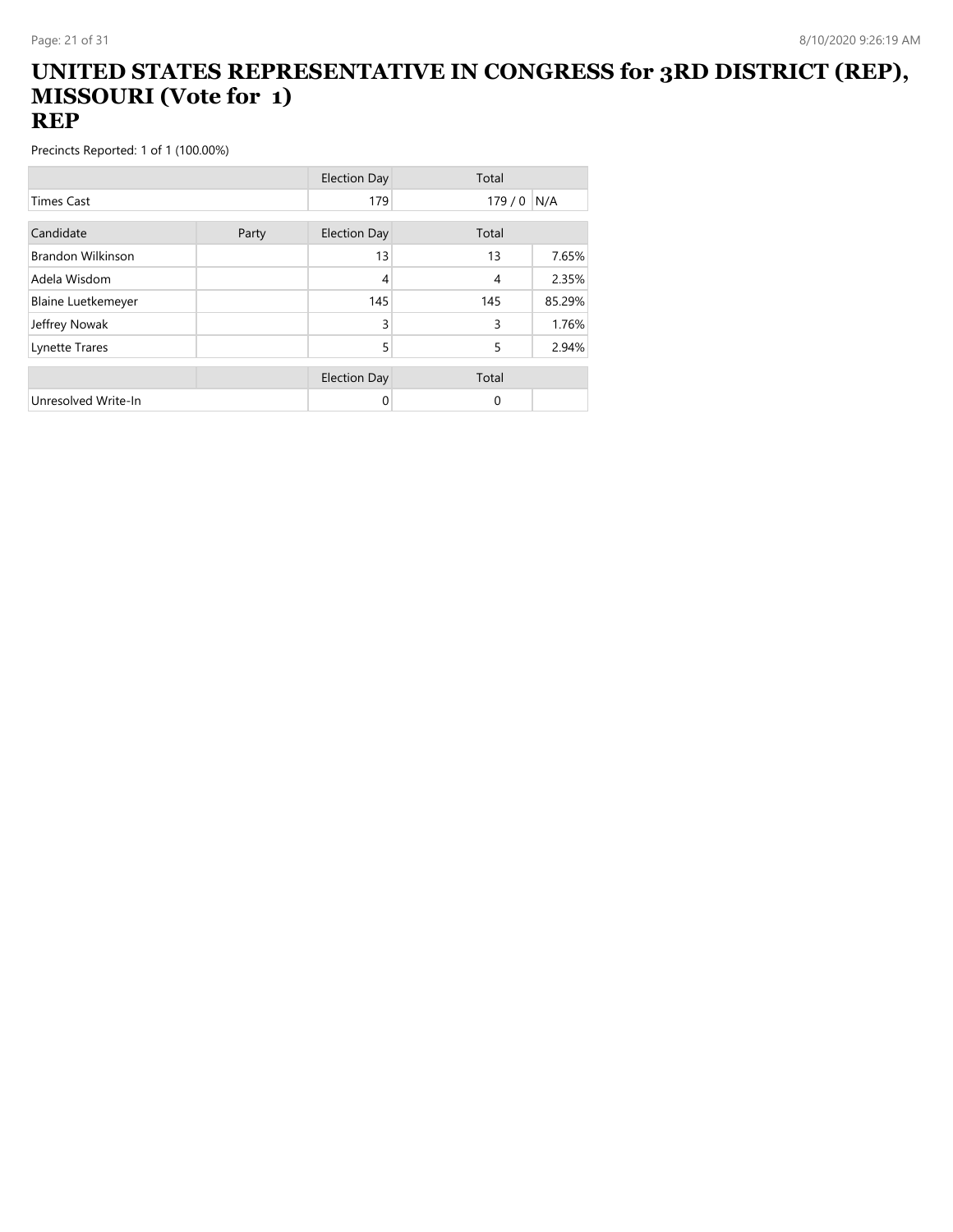# UNITED STATES REPRESENTATIVE IN CONGRESS for 3RD DISTRICT (REP), MISSOURI (Vote for 1)
## REP

Precincts Reported: 1 of 1 (100.00%)

| | | Election Day | Total | |
|---|---|---|---|---|
| Times Cast | | 179 | 179 / 0 | N/A |

| Candidate | Party | Election Day | Total | |
|---|---|---|---|---|
| Brandon Wilkinson | | 13 | 13 | 7.65% |
| Adela Wisdom | | 4 | 4 | 2.35% |
| Blaine Luetkemeyer | | 145 | 145 | 85.29% |
| Jeffrey Nowak | | 3 | 3 | 1.76% |
| Lynette Trares | | 5 | 5 | 2.94% |

| | | Election Day | Total | |
|---|---|---|---|---|
| Unresolved Write-In | | 0 | 0 | |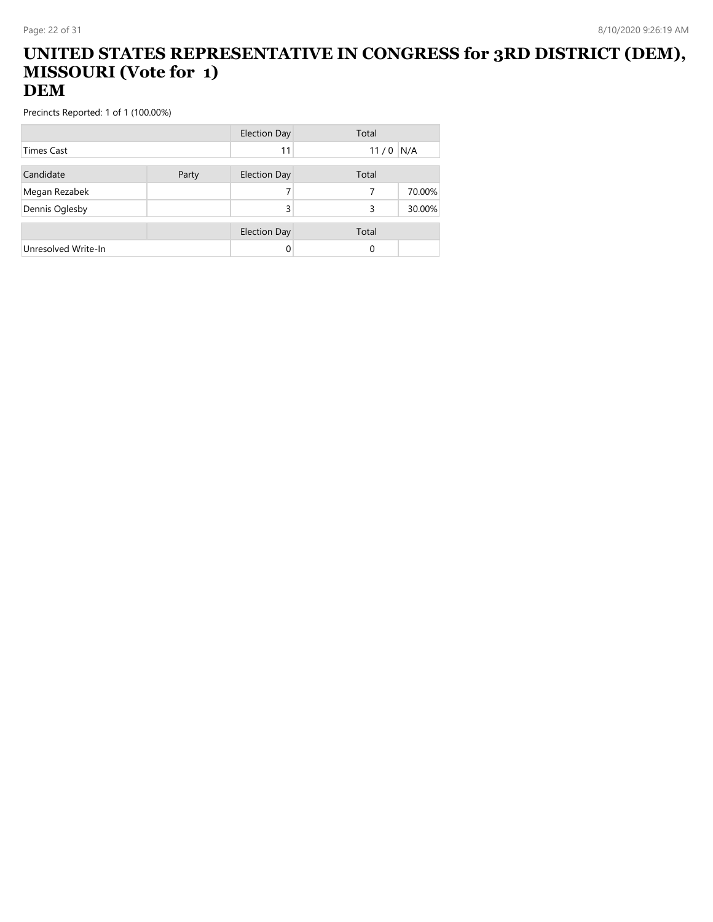# UNITED STATES REPRESENTATIVE IN CONGRESS for 3RD DISTRICT (DEM), MISSOURI (Vote for 1)
## DEM

Precincts Reported: 1 of 1 (100.00%)

| | | Election Day | Total | |
|---|---|---|---|---|
| Times Cast | | 11 | 11 / 0 | N/A |

| Candidate | Party | Election Day | Total | |
|---|---|---|---|---|
| Megan Rezabek | | 7 | 7 | 70.00% |
| Dennis Oglesby | | 3 | 3 | 30.00% |

| | | Election Day | Total | |
|---|---|---|---|---|
| Unresolved Write-In | | 0 | 0 | |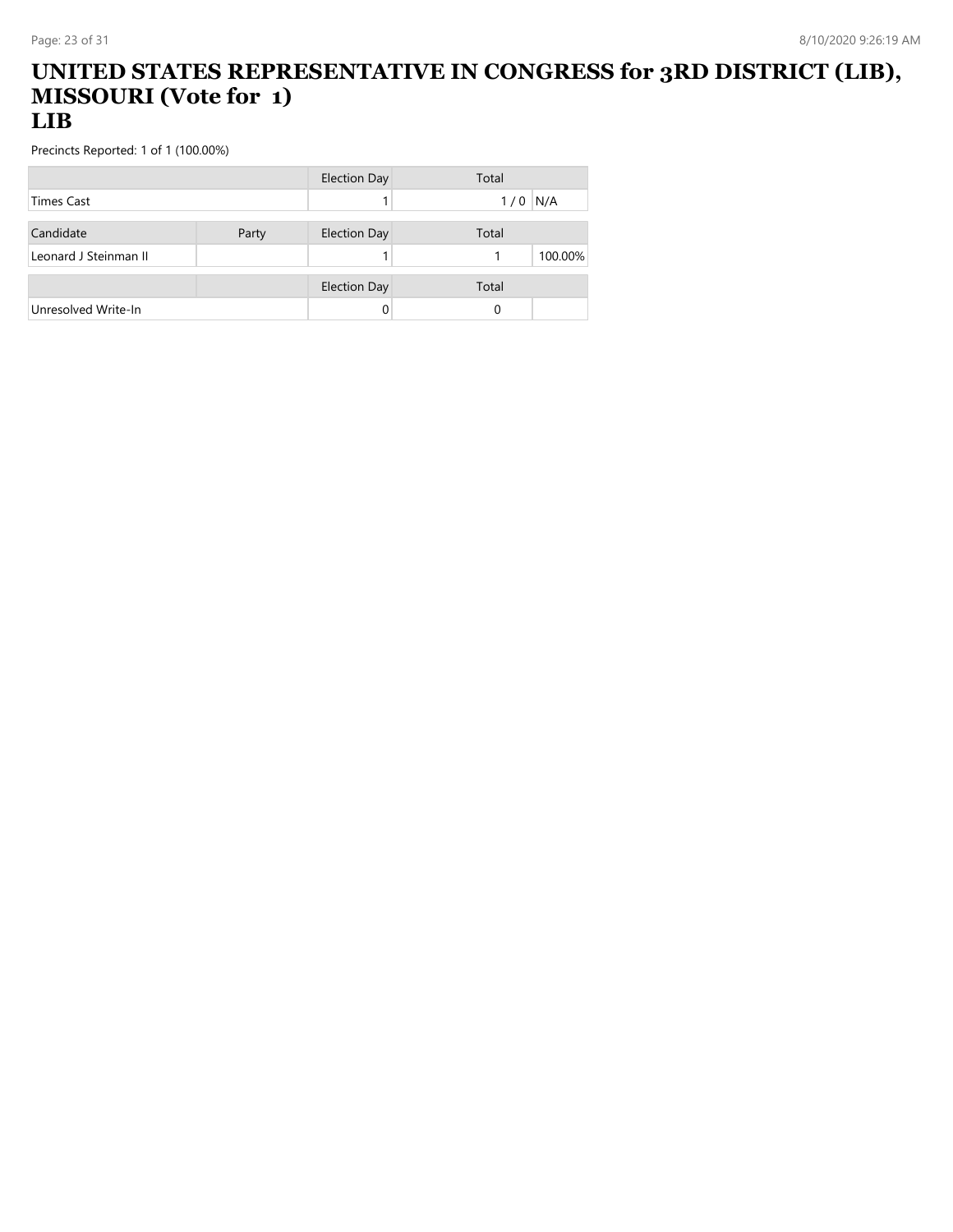# UNITED STATES REPRESENTATIVE IN CONGRESS for 3RD DISTRICT (LIB), MISSOURI (Vote for 1)
## LIB

Precincts Reported: 1 of 1 (100.00%)

| | | Election Day | Total | |
|---|---|---|---|---|
| Times Cast | | 1 | 1 / 0 | N/A |

| Candidate | Party | Election Day | Total | |
|---|---|---|---|---|
| Leonard J Steinman II | | 1 | 1 | 100.00% |

| | | Election Day | Total | |
|---|---|---|---|---|
| Unresolved Write-In | | 0 | 0 | |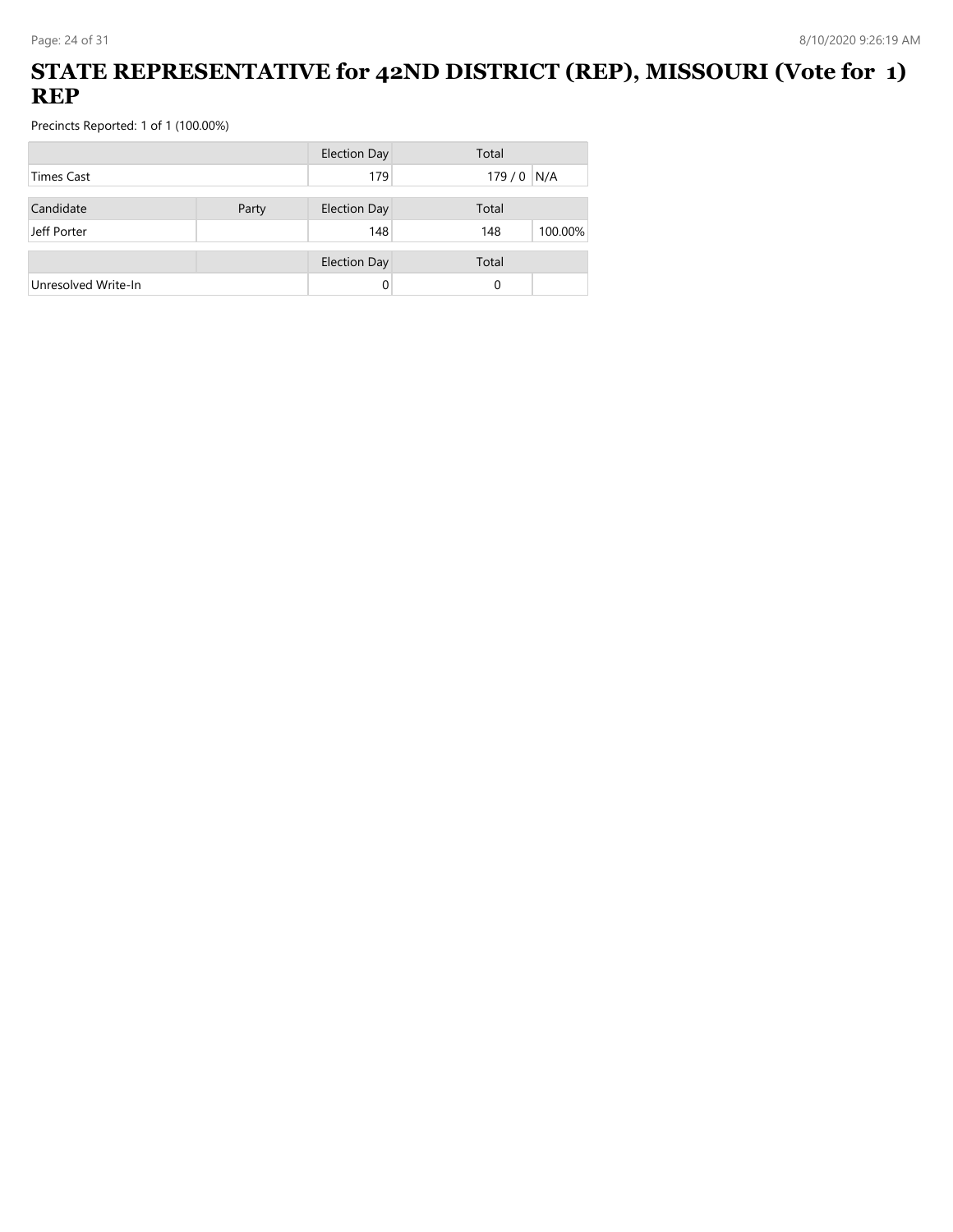# STATE REPRESENTATIVE for 42ND DISTRICT (REP), MISSOURI (Vote for 1) REP

Precincts Reported: 1 of 1 (100.00%)

| | | Election Day | Total | |
|---|---|---|---|---|
| Times Cast | | 179 | 179 / 0 | N/A |

| Candidate | Party | Election Day | Total | |
|---|---|---|---|---|
| Jeff Porter | | 148 | 148 | 100.00% |

| | | Election Day | Total | |
|---|---|---|---|---|
| Unresolved Write-In | | 0 | 0 | |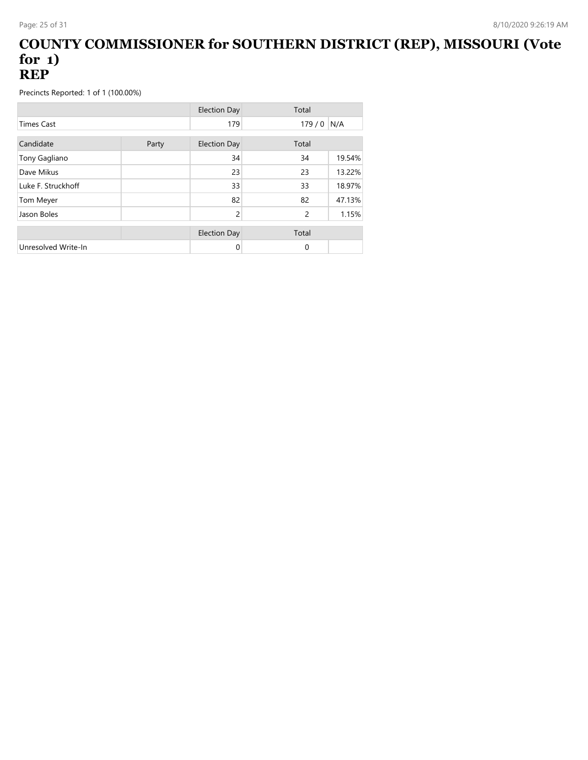# COUNTY COMMISSIONER for SOUTHERN DISTRICT (REP), MISSOURI (Vote for 1)
# REP

Precincts Reported: 1 of 1 (100.00%)

| | | Election Day | Total | |
|---|---|---|---|---|
| Times Cast | | 179 | 179 / 0 | N/A |

| Candidate | Party | Election Day | Total | |
|---|---|---|---|---|
| Tony Gagliano | | 34 | 34 | 19.54% |
| Dave Mikus | | 23 | 23 | 13.22% |
| Luke F. Struckhoff | | 33 | 33 | 18.97% |
| Tom Meyer | | 82 | 82 | 47.13% |
| Jason Boles | | 2 | 2 | 1.15% |

| | | Election Day | Total | |
|---|---|---|---|---|
| Unresolved Write-In | | 0 | 0 | |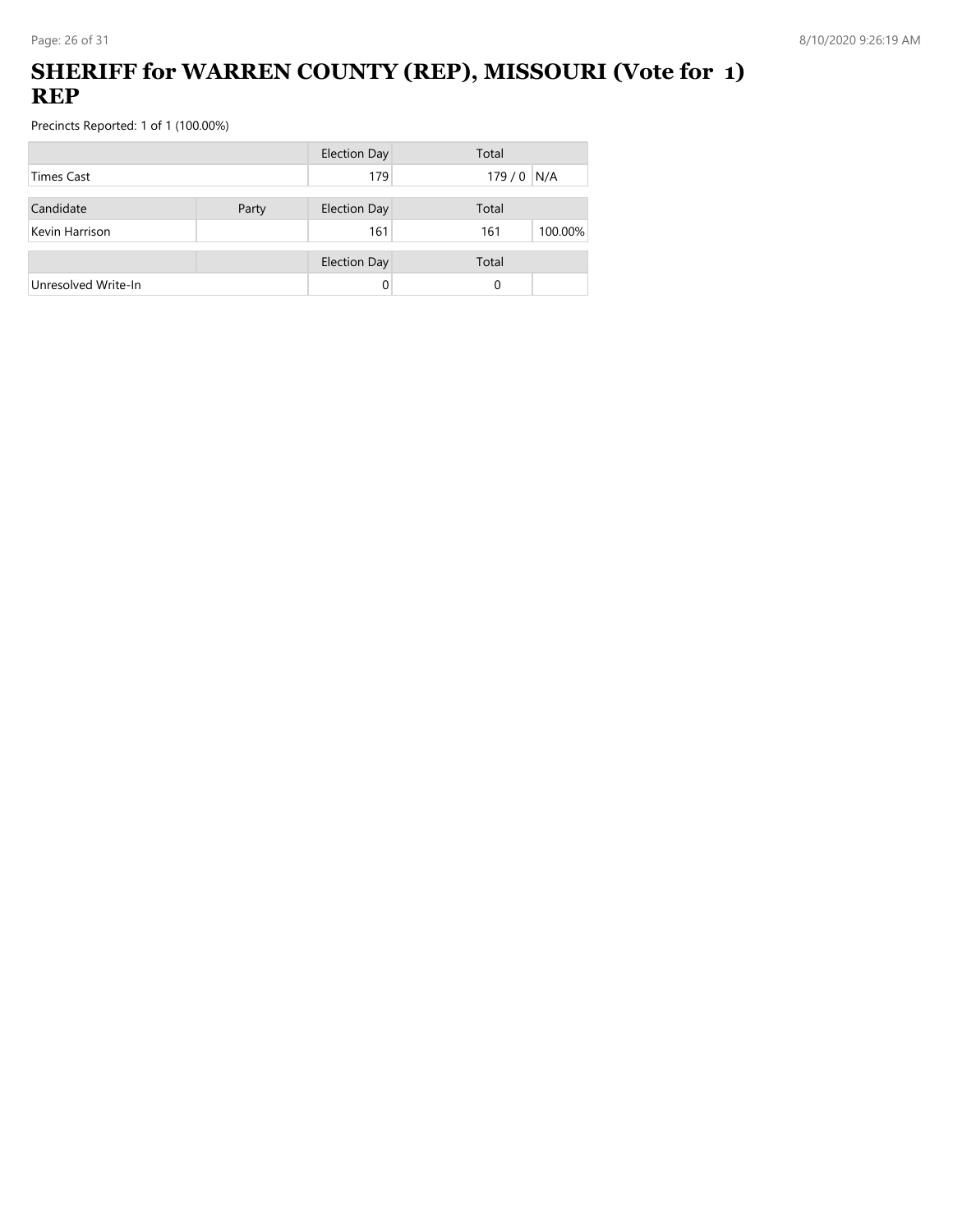# SHERIFF for WARREN COUNTY (REP), MISSOURI (Vote for 1) REP

Precincts Reported: 1 of 1 (100.00%)

| | | Election Day | Total | |
|---|---|---|---|---|
| Times Cast | | 179 | 179 / 0 | N/A |

| Candidate | Party | Election Day | Total | |
|---|---|---|---|---|
| Kevin Harrison | | 161 | 161 | 100.00% |

| | | Election Day | Total | |
|---|---|---|---|---|
| Unresolved Write-In | | 0 | 0 | |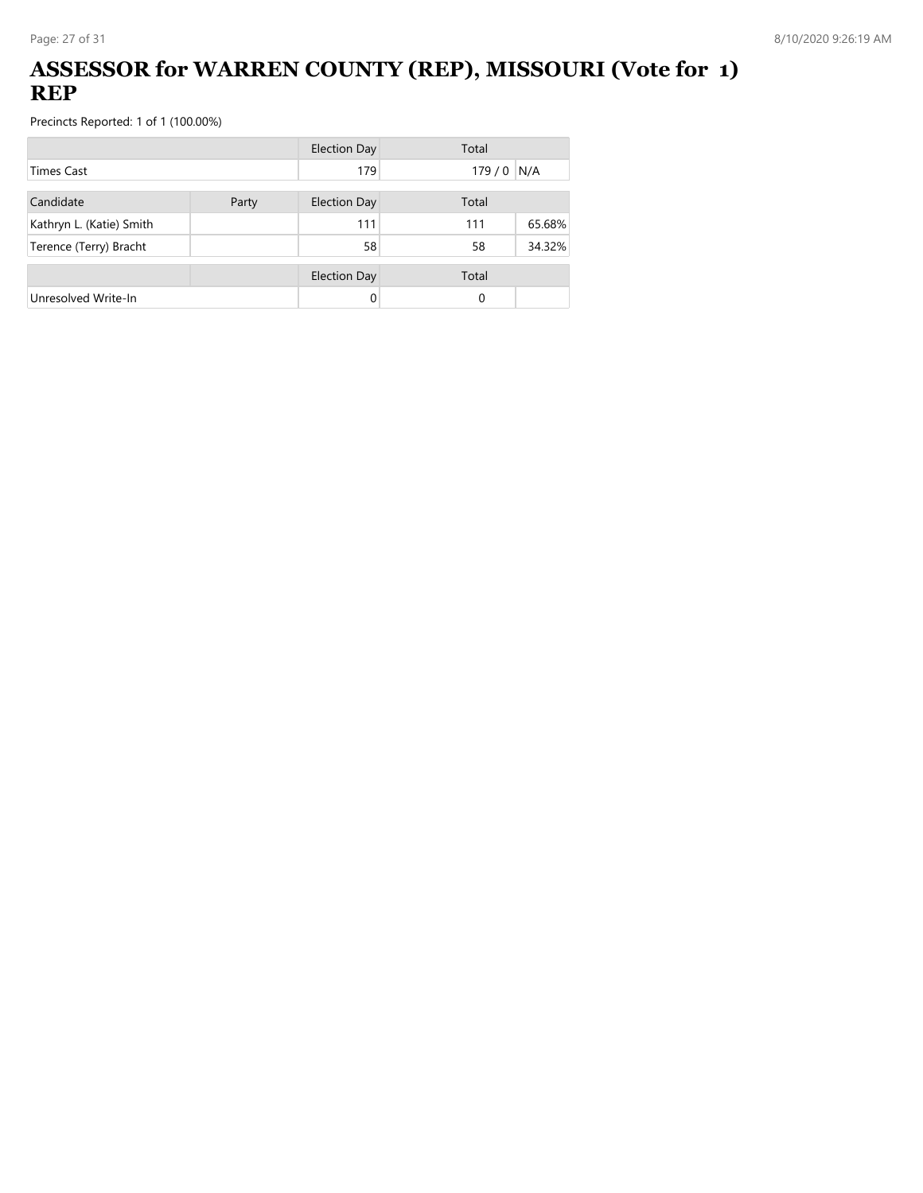# ASSESSOR for WARREN COUNTY (REP), MISSOURI (Vote for 1) REP

Precincts Reported: 1 of 1 (100.00%)

| | | Election Day | Total | |
|---|---|---|---|---|
| Times Cast | | 179 | 179 / 0 | N/A |

| Candidate | Party | Election Day | Total | |
|---|---|---|---|---|
| Kathryn L. (Katie) Smith | | 111 | 111 | 65.68% |
| Terence (Terry) Bracht | | 58 | 58 | 34.32% |

| | | Election Day | Total | |
|---|---|---|---|---|
| Unresolved Write-In | | 0 | 0 | |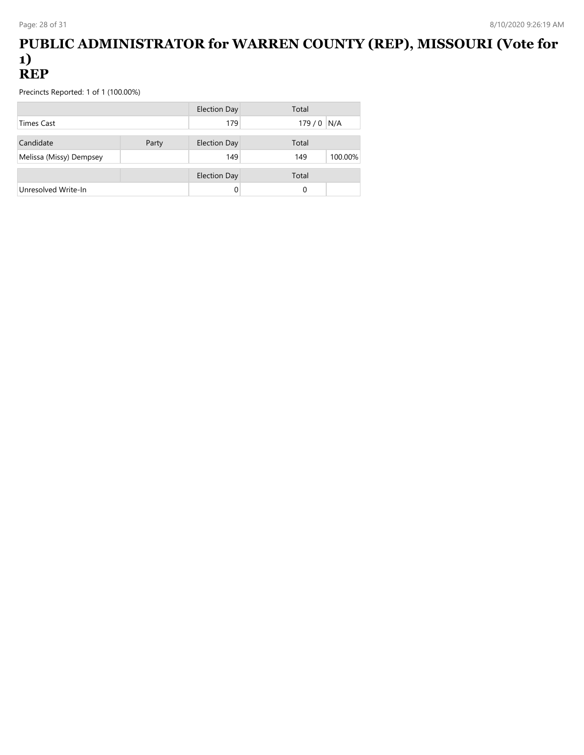# PUBLIC ADMINISTRATOR for WARREN COUNTY (REP), MISSOURI (Vote for 1)
## REP

Precincts Reported: 1 of 1 (100.00%)

| | | Election Day | Total | |
|---|---|---|---|---|
| Times Cast | | 179 | 179 / 0 | N/A |

| Candidate | Party | Election Day | Total | |
|---|---|---|---|---|
| Melissa (Missy) Dempsey | | 149 | 149 | 100.00% |

| | | Election Day | Total | |
|---|---|---|---|---|
| Unresolved Write-In | | 0 | 0 | |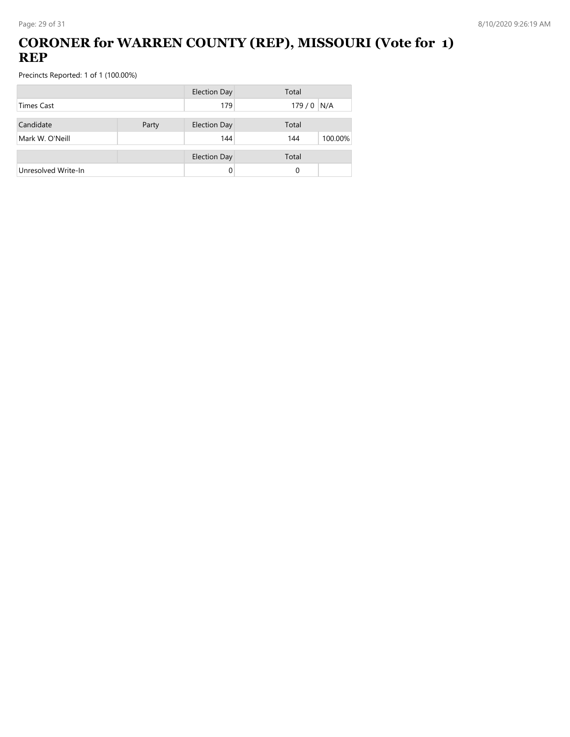# CORONER for WARREN COUNTY (REP), MISSOURI (Vote for 1) REP

Precincts Reported: 1 of 1 (100.00%)

| | | Election Day | Total | |
|---|---|---|---|---|
| Times Cast | | 179 | 179 / 0 | N/A |

| Candidate | Party | Election Day | Total | |
|---|---|---|---|---|
| Mark W. O'Neill | | 144 | 144 | 100.00% |

| | | Election Day | Total | |
|---|---|---|---|---|
| Unresolved Write-In | | 0 | 0 | |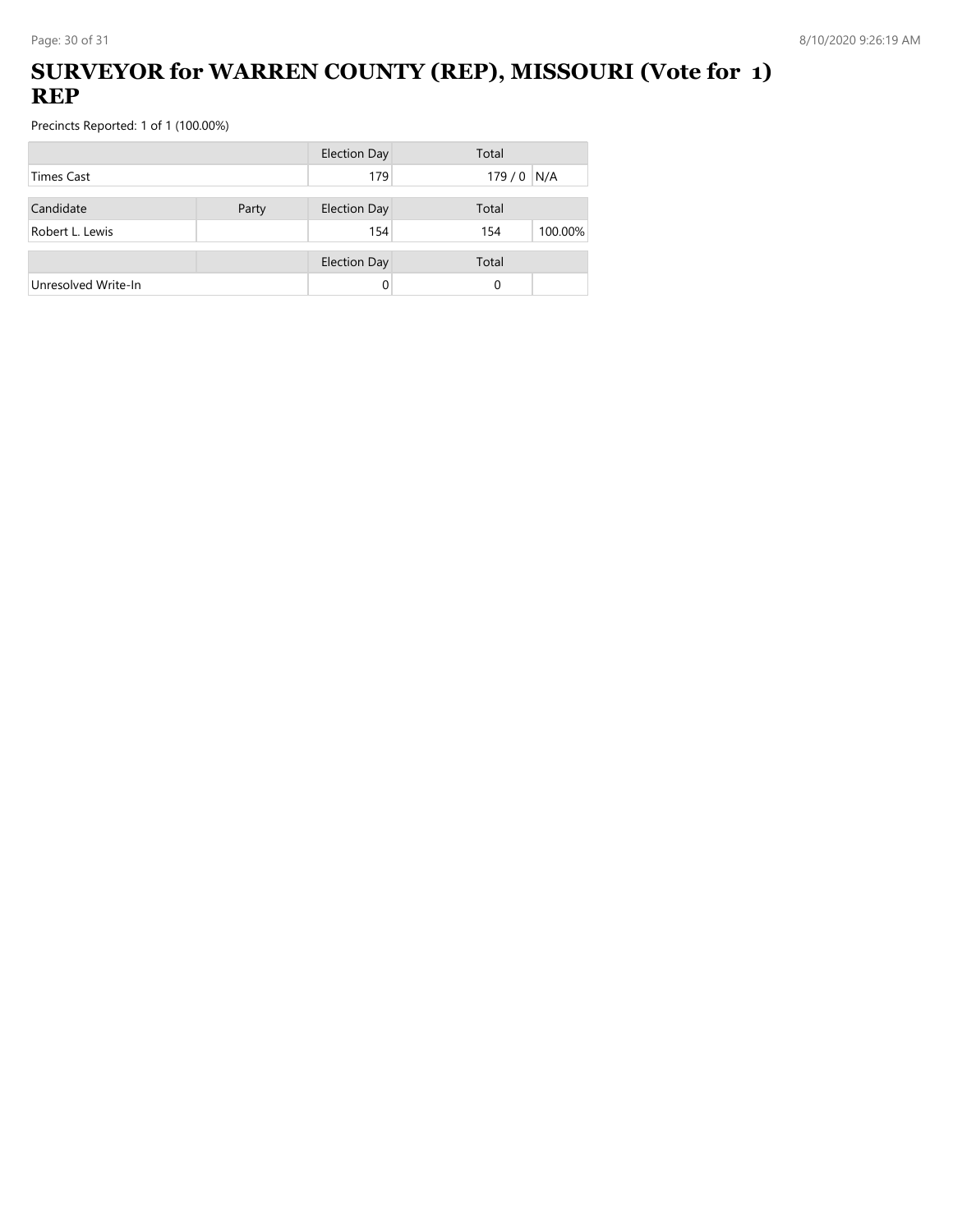# SURVEYOR for WARREN COUNTY (REP), MISSOURI (Vote for 1) REP

Precincts Reported: 1 of 1 (100.00%)

| | | Election Day | Total | |
|---|---|---|---|---|
| Times Cast | | 179 | 179 / 0 | N/A |

| Candidate | Party | Election Day | Total | |
|---|---|---|---|---|
| Robert L. Lewis | | 154 | 154 | 100.00% |

| | | Election Day | Total | |
|---|---|---|---|---|
| Unresolved Write-In | | 0 | 0 | |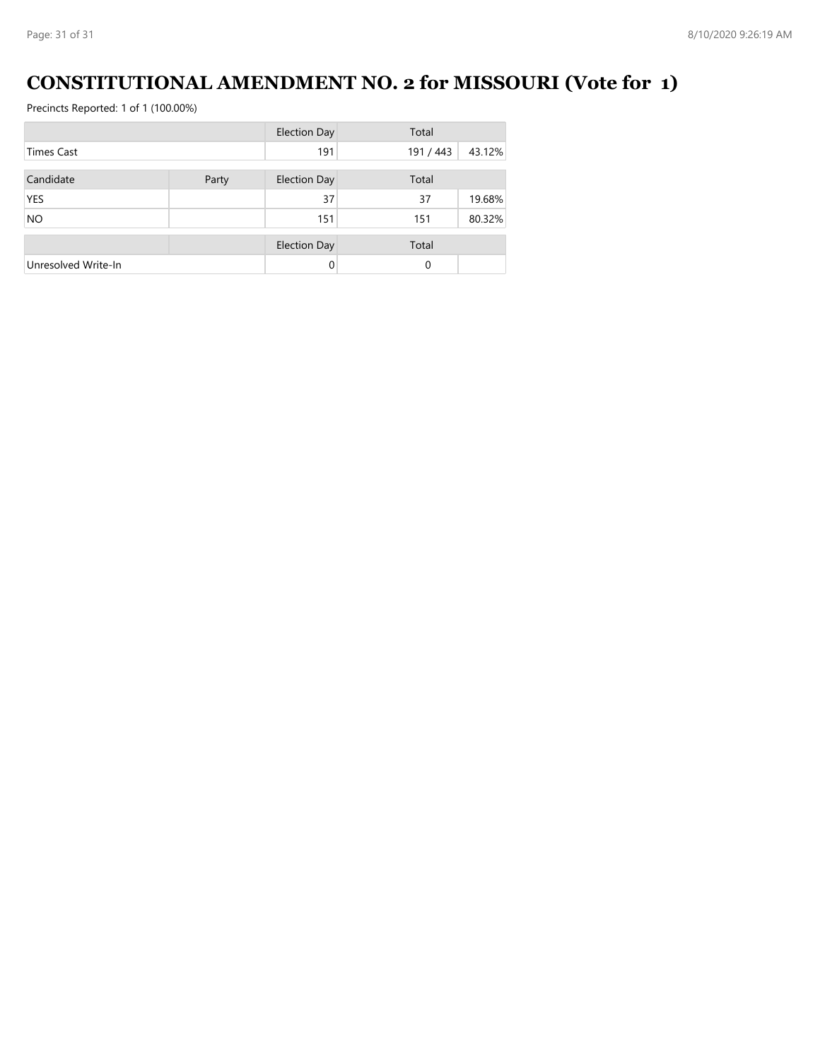# CONSTITUTIONAL AMENDMENT NO. 2 for MISSOURI (Vote for 1)

Precincts Reported: 1 of 1 (100.00%)

| | | Election Day | Total | |
|---|---|---|---|---|
| Times Cast | | 191 | 191 / 443 | 43.12% |

| Candidate | Party | Election Day | Total | |
|---|---|---|---|---|
| YES | | 37 | 37 | 19.68% |
| NO | | 151 | 151 | 80.32% |

| | | Election Day | Total | |
|---|---|---|---|---|
| Unresolved Write-In | | 0 | 0 | |